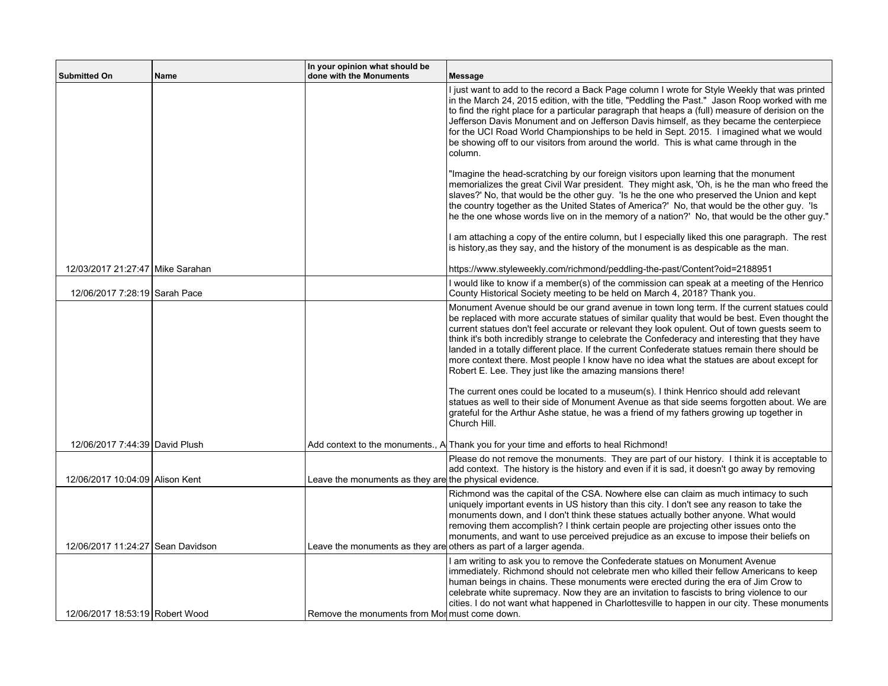| Submitted On | Name | In your opinion what should be done with the Monuments | Message |
|---|---|---|---|
| 12/03/2017 21:27:47 | Mike Sarahan | | I just want to add to the record a Back Page column I wrote for Style Weekly that was printed in the March 24, 2015 edition, with the title, "Peddling the Past." Jason Roop worked with me to find the right place for a particular paragraph that heaps a (full) measure of derision on the Jefferson Davis Monument and on Jefferson Davis himself, as they became the centerpiece for the UCI Road World Championships to be held in Sept. 2015. I imagined what we would be showing off to our visitors from around the world. This is what came through in the column.<br><br>"Imagine the head-scratching by our foreign visitors upon learning that the monument memorializes the great Civil War president. They might ask, 'Oh, is he the man who freed the slaves?' No, that would be the other guy. 'Is he the one who preserved the Union and kept the country together as the United States of America?' No, that would be the other guy. 'Is he the one whose words live on in the memory of a nation?' No, that would be the other guy."<br><br>I am attaching a copy of the entire column, but I especially liked this one paragraph. The rest is history,as they say, and the history of the monument is as despicable as the man.<br><br>https://www.styleweekly.com/richmond/peddling-the-past/Content?oid=2188951 |
| 12/06/2017 7:28:19 | Sarah Pace | | I would like to know if a member(s) of the commission can speak at a meeting of the Henrico County Historical Society meeting to be held on March 4, 2018? Thank you. |
| 12/06/2017 7:44:39 | David Plush | Add context to the monuments., A | Monument Avenue should be our grand avenue in town long term. If the current statues could be replaced with more accurate statues of similar quality that would be best. Even thought the current statues don't feel accurate or relevant they look opulent. Out of town guests seem to think it's both incredibly strange to celebrate the Confederacy and interesting that they have landed in a totally different place. If the current Confederate statues remain there should be more context there. Most people I know have no idea what the statues are about except for Robert E. Lee. They just like the amazing mansions there!<br><br>The current ones could be located to a museum(s). I think Henrico should add relevant statues as well to their side of Monument Avenue as that side seems forgotten about. We are grateful for the Arthur Ashe statue, he was a friend of my fathers growing up together in Church Hill.<br><br>Thank you for your time and efforts to heal Richmond! |
| 12/06/2017 10:04:09 | Alison Kent | Leave the monuments as they are | Please do not remove the monuments. They are part of our history. I think it is acceptable to add context. The history is the history and even if it is sad, it doesn't go away by removing the physical evidence. |
| 12/06/2017 11:24:27 | Sean Davidson | Leave the monuments as they are | Richmond was the capital of the CSA. Nowhere else can claim as much intimacy to such uniquely important events in US history than this city. I don't see any reason to take the monuments down, and I don't think these statues actually bother anyone. What would removing them accomplish? I think certain people are projecting other issues onto the monuments, and want to use perceived prejudice as an excuse to impose their beliefs on others as part of a larger agenda. |
| 12/06/2017 18:53:19 | Robert Wood | Remove the monuments from Mor | I am writing to ask you to remove the Confederate statues on Monument Avenue immediately. Richmond should not celebrate men who killed their fellow Americans to keep human beings in chains. These monuments were erected during the era of Jim Crow to celebrate white supremacy. Now they are an invitation to fascists to bring violence to our cities. I do not want what happened in Charlottesville to happen in our city. These monuments must come down. |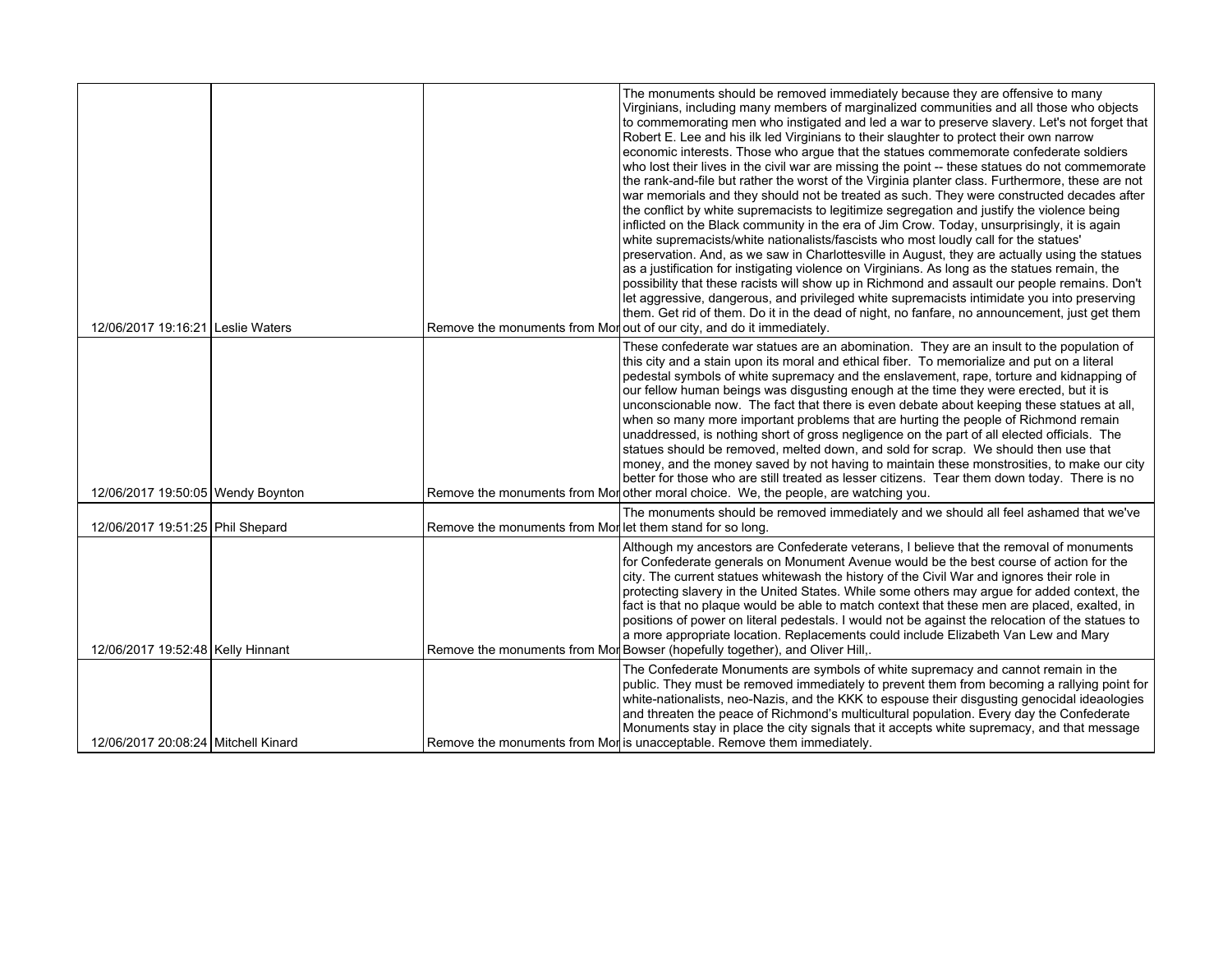| | | | |
|---|---|---|---|
| 12/06/2017 19:16:21 | Leslie Waters | Remove the monuments from Mor | The monuments should be removed immediately because they are offensive to many Virginians, including many members of marginalized communities and all those who objects to commemorating men who instigated and led a war to preserve slavery. Let's not forget that Robert E. Lee and his ilk led Virginians to their slaughter to protect their own narrow economic interests. Those who argue that the statues commemorate confederate soldiers who lost their lives in the civil war are missing the point -- these statues do not commemorate the rank-and-file but rather the worst of the Virginia planter class. Furthermore, these are not war memorials and they should not be treated as such. They were constructed decades after the conflict by white supremacists to legitimize segregation and justify the violence being inflicted on the Black community in the era of Jim Crow. Today, unsurprisingly, it is again white supremacists/white nationalists/fascists who most loudly call for the statues' preservation. And, as we saw in Charlottesville in August, they are actually using the statues as a justification for instigating violence on Virginians. As long as the statues remain, the possibility that these racists will show up in Richmond and assault our people remains. Don't let aggressive, dangerous, and privileged white supremacists intimidate you into preserving them. Get rid of them. Do it in the dead of night, no fanfare, no announcement, just get them out of our city, and do it immediately. |
| 12/06/2017 19:50:05 | Wendy Boynton | Remove the monuments from Mor | These confederate war statues are an abomination. They are an insult to the population of this city and a stain upon its moral and ethical fiber. To memorialize and put on a literal pedestal symbols of white supremacy and the enslavement, rape, torture and kidnapping of our fellow human beings was disgusting enough at the time they were erected, but it is unconscionable now. The fact that there is even debate about keeping these statues at all, when so many more important problems that are hurting the people of Richmond remain unaddressed, is nothing short of gross negligence on the part of all elected officials. The statues should be removed, melted down, and sold for scrap. We should then use that money, and the money saved by not having to maintain these monstrosities, to make our city better for those who are still treated as lesser citizens. Tear them down today. There is no other moral choice. We, the people, are watching you. |
| 12/06/2017 19:51:25 | Phil Shepard | Remove the monuments from Mor | The monuments should be removed immediately and we should all feel ashamed that we've let them stand for so long. |
| 12/06/2017 19:52:48 | Kelly Hinnant | Remove the monuments from Mor | Although my ancestors are Confederate veterans, I believe that the removal of monuments for Confederate generals on Monument Avenue would be the best course of action for the city. The current statues whitewash the history of the Civil War and ignores their role in protecting slavery in the United States. While some others may argue for added context, the fact is that no plaque would be able to match context that these men are placed, exalted, in positions of power on literal pedestals. I would not be against the relocation of the statues to a more appropriate location. Replacements could include Elizabeth Van Lew and Mary Bowser (hopefully together), and Oliver Hill,. |
| 12/06/2017 20:08:24 | Mitchell Kinard | Remove the monuments from Mor | The Confederate Monuments are symbols of white supremacy and cannot remain in the public. They must be removed immediately to prevent them from becoming a rallying point for white-nationalists, neo-Nazis, and the KKK to espouse their disgusting genocidal ideaologies and threaten the peace of Richmond's multicultural population. Every day the Confederate Monuments stay in place the city signals that it accepts white supremacy, and that message is unacceptable. Remove them immediately. |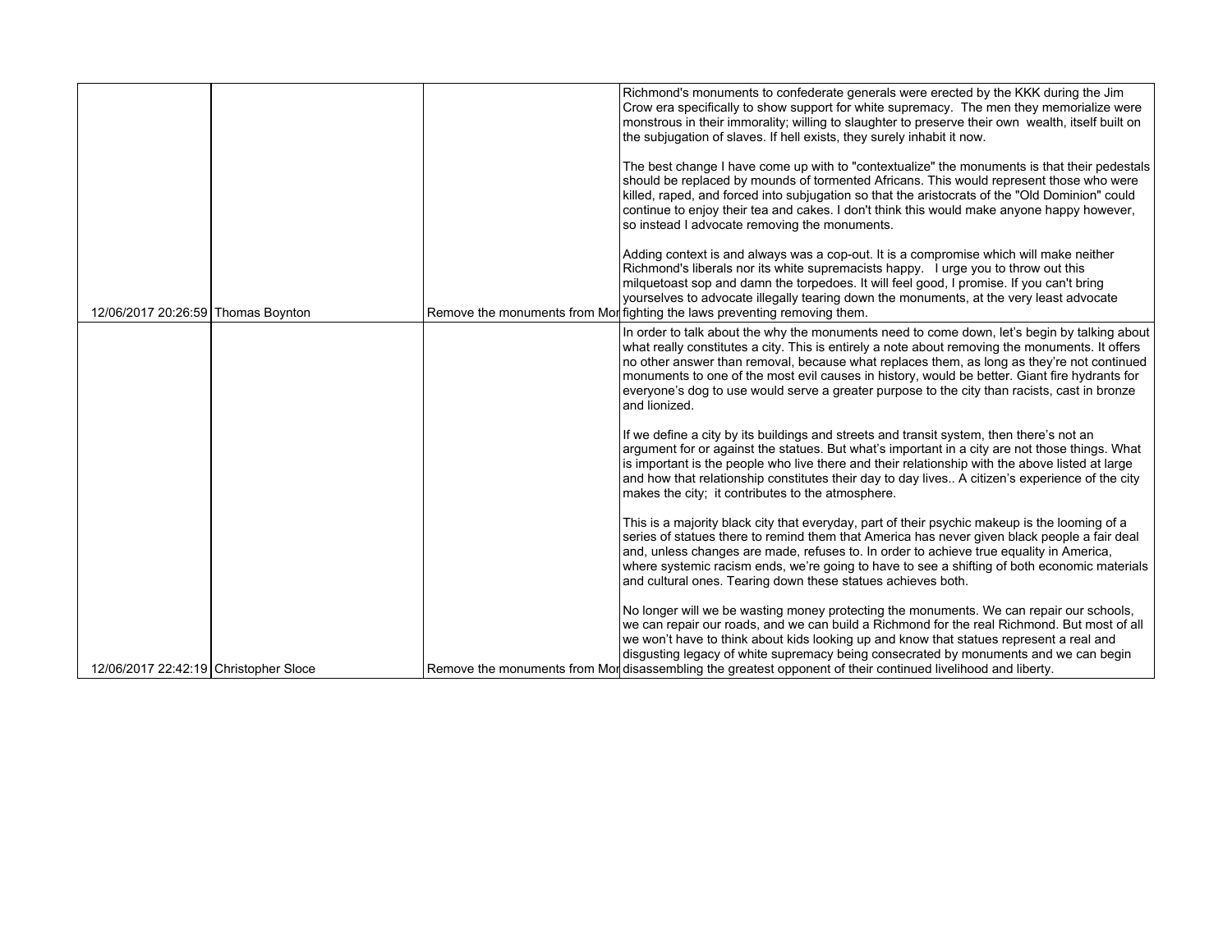| | | | | |
|---|---|---|---|---|
| 12/06/2017 20:26:59 | Thomas Boynton | | Remove the monuments from Mor | Richmond's monuments to confederate generals were erected by the KKK during the Jim Crow era specifically to show support for white supremacy. The men they memorialize were monstrous in their immorality; willing to slaughter to preserve their own wealth, itself built on the subjugation of slaves. If hell exists, they surely inhabit it now.<br><br>The best change I have come up with to "contextualize" the monuments is that their pedestals should be replaced by mounds of tormented Africans. This would represent those who were killed, raped, and forced into subjugation so that the aristocrats of the "Old Dominion" could continue to enjoy their tea and cakes. I don't think this would make anyone happy however, so instead I advocate removing the monuments.<br><br>Adding context is and always was a cop-out. It is a compromise which will make neither Richmond's liberals nor its white supremacists happy. I urge you to throw out this milquetoast sop and damn the torpedoes. It will feel good, I promise. If you can't bring yourselves to advocate illegally tearing down the monuments, at the very least advocate fighting the laws preventing removing them. |
| 12/06/2017 22:42:19 | Christopher Sloce | | Remove the monuments from Mor | In order to talk about the why the monuments need to come down, let's begin by talking about what really constitutes a city. This is entirely a note about removing the monuments. It offers no other answer than removal, because what replaces them, as long as they're not continued monuments to one of the most evil causes in history, would be better. Giant fire hydrants for everyone's dog to use would serve a greater purpose to the city than racists, cast in bronze and lionized.<br><br>If we define a city by its buildings and streets and transit system, then there's not an argument for or against the statues. But what's important in a city are not those things. What is important is the people who live there and their relationship with the above listed at large and how that relationship constitutes their day to day lives.. A citizen's experience of the city makes the city; it contributes to the atmosphere.<br><br>This is a majority black city that everyday, part of their psychic makeup is the looming of a series of statues there to remind them that America has never given black people a fair deal and, unless changes are made, refuses to. In order to achieve true equality in America, where systemic racism ends, we're going to have to see a shifting of both economic materials and cultural ones. Tearing down these statues achieves both.<br><br>No longer will we be wasting money protecting the monuments. We can repair our schools, we can repair our roads, and we can build a Richmond for the real Richmond. But most of all we won't have to think about kids looking up and know that statues represent a real and disgusting legacy of white supremacy being consecrated by monuments and we can begin disassembling the greatest opponent of their continued livelihood and liberty. |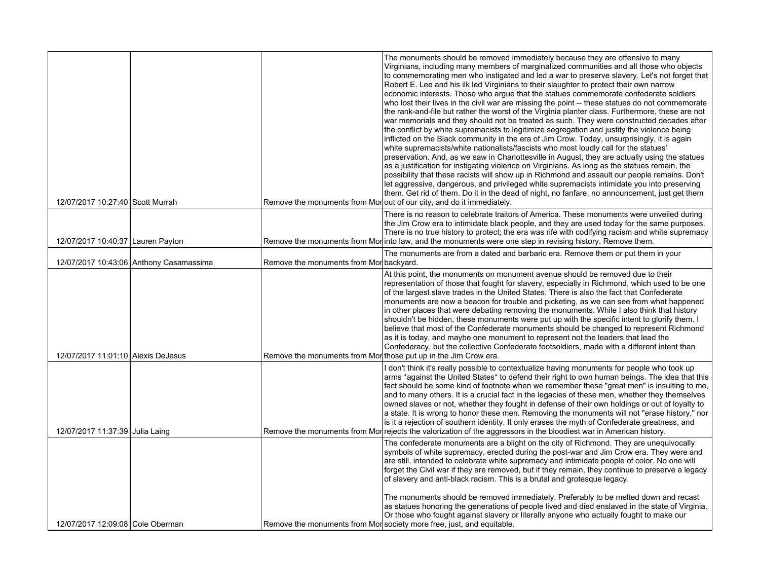| | | | | |
|---|---|---|---|---|
| 12/07/2017 10:27:40 | Scott Murrah | | Remove the monuments from Mor | The monuments should be removed immediately because they are offensive to many Virginians, including many members of marginalized communities and all those who objects to commemorating men who instigated and led a war to preserve slavery. Let's not forget that Robert E. Lee and his ilk led Virginians to their slaughter to protect their own narrow economic interests. Those who argue that the statues commemorate confederate soldiers who lost their lives in the civil war are missing the point -- these statues do not commemorate the rank-and-file but rather the worst of the Virginia planter class. Furthermore, these are not war memorials and they should not be treated as such. They were constructed decades after the conflict by white supremacists to legitimize segregation and justify the violence being inflicted on the Black community in the era of Jim Crow. Today, unsurprisingly, it is again white supremacists/white nationalists/fascists who most loudly call for the statues' preservation. And, as we saw in Charlottesville in August, they are actually using the statues as a justification for instigating violence on Virginians. As long as the statues remain, the possibility that these racists will show up in Richmond and assault our people remains. Don't let aggressive, dangerous, and privileged white supremacists intimidate you into preserving them. Get rid of them. Do it in the dead of night, no fanfare, no announcement, just get them out of our city, and do it immediately. |
| 12/07/2017 10:40:37 | Lauren Payton | | Remove the monuments from Mor | There is no reason to celebrate traitors of America. These monuments were unveiled during the Jim Crow era to intimidate black people, and they are used today for the same purposes. There is no true history to protect; the era was rife with codifying racism and white supremacy into law, and the monuments were one step in revising history. Remove them. |
| 12/07/2017 10:43:06 | Anthony Casamassima | | Remove the monuments from Mor | The monuments are from a dated and barbaric era. Remove them or put them in your backyard. |
| 12/07/2017 11:01:10 | Alexis DeJesus | | Remove the monuments from Mor | At this point, the monuments on monument avenue should be removed due to their representation of those that fought for slavery, especially in Richmond, which used to be one of the largest slave trades in the United States. There is also the fact that Confederate monuments are now a beacon for trouble and picketing, as we can see from what happened in other places that were debating removing the monuments. While I also think that history shouldn't be hidden, these monuments were put up with the specific intent to glorify them. I believe that most of the Confederate monuments should be changed to represent Richmond as it is today, and maybe one monument to represent not the leaders that lead the Confederacy, but the collective Confederate footsoldiers, made with a different intent than those put up in the Jim Crow era. |
| 12/07/2017 11:37:39 | Julia Laing | | Remove the monuments from Mor | I don't think it's really possible to contextualize having monuments for people who took up arms *against the United States* to defend their right to own human beings. The idea that this fact should be some kind of footnote when we remember these "great men" is insulting to me, and to many others. It is a crucial fact in the legacies of these men, whether they themselves owned slaves or not, whether they fought in defense of their own holdings or out of loyalty to a state. It is wrong to honor these men. Removing the monuments will not "erase history," nor is it a rejection of southern identity. It only erases the myth of Confederate greatness, and rejects the valorization of the aggressors in the bloodiest war in American history. |
| 12/07/2017 12:09:08 | Cole Oberman | | Remove the monuments from Mor | The confederate monuments are a blight on the city of Richmond. They are unequivocally symbols of white supremacy, erected during the post-war and Jim Crow era. They were and are still, intended to celebrate white supremacy and intimidate people of color. No one will forget the Civil war if they are removed, but if they remain, they continue to preserve a legacy of slavery and anti-black racism. This is a brutal and grotesque legacy.<br><br>The monuments should be removed immediately. Preferably to be melted down and recast as statues honoring the generations of people lived and died enslaved in the state of Virginia. Or those who fought against slavery or literally anyone who actually fought to make our society more free, just, and equitable. |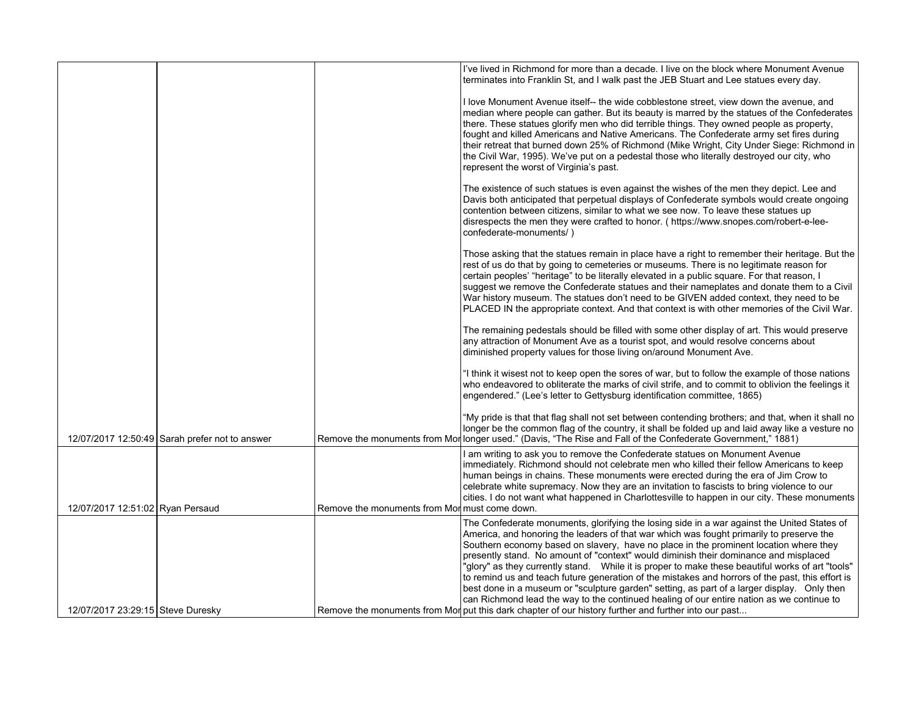| | | | | |
|---|---|---|---|---|
| 12/07/2017 12:50:49 | Sarah | prefer not to answer | Remove the monuments from Mor | I've lived in Richmond for more than a decade. I live on the block where Monument Avenue terminates into Franklin St, and I walk past the JEB Stuart and Lee statues every day.<br><br>I love Monument Avenue itself-- the wide cobblestone street, view down the avenue, and median where people can gather. But its beauty is marred by the statues of the Confederates there. These statues glorify men who did terrible things. They owned people as property, fought and killed Americans and Native Americans. The Confederate army set fires during their retreat that burned down 25% of Richmond (Mike Wright, City Under Siege: Richmond in the Civil War, 1995). We've put on a pedestal those who literally destroyed our city, who represent the worst of Virginia's past.<br><br>The existence of such statues is even against the wishes of the men they depict. Lee and Davis both anticipated that perpetual displays of Confederate symbols would create ongoing contention between citizens, similar to what we see now. To leave these statues up disrespects the men they were crafted to honor. ( https://www.snopes.com/robert-e-lee-confederate-monuments/ )<br><br>Those asking that the statues remain in place have a right to remember their heritage. But the rest of us do that by going to cemeteries or museums. There is no legitimate reason for certain peoples' "heritage" to be literally elevated in a public square. For that reason, I suggest we remove the Confederate statues and their nameplates and donate them to a Civil War history museum. The statues don't need to be GIVEN added context, they need to be PLACED IN the appropriate context. And that context is with other memories of the Civil War.<br><br>The remaining pedestals should be filled with some other display of art. This would preserve any attraction of Monument Ave as a tourist spot, and would resolve concerns about diminished property values for those living on/around Monument Ave.<br><br>"I think it wisest not to keep open the sores of war, but to follow the example of those nations who endeavored to obliterate the marks of civil strife, and to commit to oblivion the feelings it engendered." (Lee's letter to Gettysburg identification committee, 1865)<br><br>"My pride is that that flag shall not set between contending brothers; and that, when it shall no longer be the common flag of the country, it shall be folded up and laid away like a vesture no longer used." (Davis, "The Rise and Fall of the Confederate Government," 1881) |
| 12/07/2017 12:51:02 | Ryan Persaud | | Remove the monuments from Mor | I am writing to ask you to remove the Confederate statues on Monument Avenue immediately. Richmond should not celebrate men who killed their fellow Americans to keep human beings in chains. These monuments were erected during the era of Jim Crow to celebrate white supremacy. Now they are an invitation to fascists to bring violence to our cities. I do not want what happened in Charlottesville to happen in our city. These monuments must come down. |
| 12/07/2017 23:29:15 | Steve Duresky | | Remove the monuments from Mor | The Confederate monuments, glorifying the losing side in a war against the United States of America, and honoring the leaders of that war which was fought primarily to preserve the Southern economy based on slavery, have no place in the prominent location where they presently stand. No amount of "context" would diminish their dominance and misplaced "glory" as they currently stand. While it is proper to make these beautiful works of art "tools" to remind us and teach future generation of the mistakes and horrors of the past, this effort is best done in a museum or "sculpture garden" setting, as part of a larger display. Only then can Richmond lead the way to the continued healing of our entire nation as we continue to put this dark chapter of our history further and further into our past... |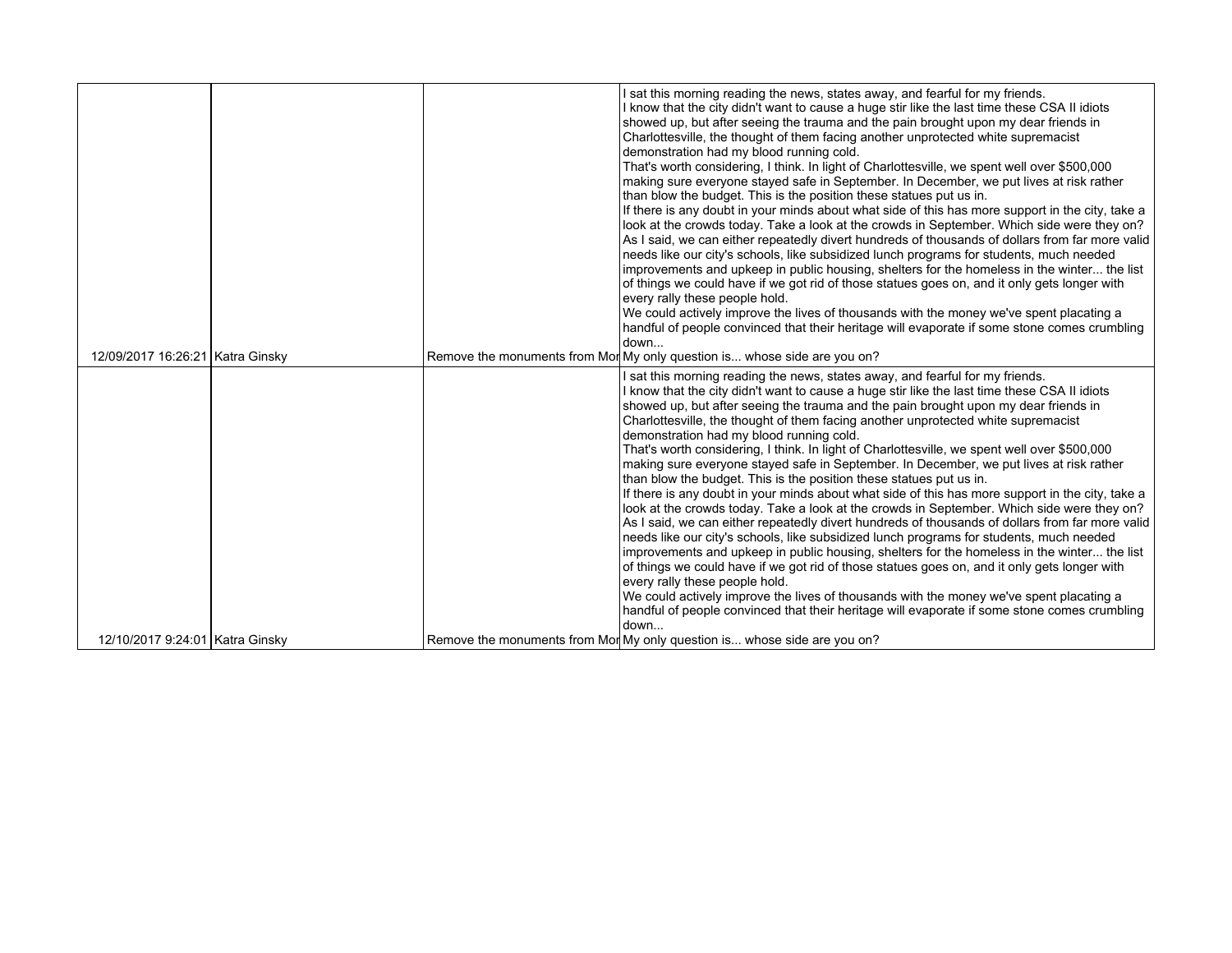| | | | | |
|---|---|---|---|---|
| 12/09/2017 16:26:21 | Katra Ginsky | | Remove the monuments from Mor | I sat this morning reading the news, states away, and fearful for my friends.<br>I know that the city didn't want to cause a huge stir like the last time these CSA II idiots showed up, but after seeing the trauma and the pain brought upon my dear friends in Charlottesville, the thought of them facing another unprotected white supremacist demonstration had my blood running cold.<br>That's worth considering, I think. In light of Charlottesville, we spent well over $500,000 making sure everyone stayed safe in September. In December, we put lives at risk rather than blow the budget. This is the position these statues put us in.<br>If there is any doubt in your minds about what side of this has more support in the city, take a look at the crowds today. Take a look at the crowds in September. Which side were they on?<br>As I said, we can either repeatedly divert hundreds of thousands of dollars from far more valid needs like our city's schools, like subsidized lunch programs for students, much needed improvements and upkeep in public housing, shelters for the homeless in the winter... the list of things we could have if we got rid of those statues goes on, and it only gets longer with every rally these people hold.<br>We could actively improve the lives of thousands with the money we've spent placating a handful of people convinced that their heritage will evaporate if some stone comes crumbling down...<br>My only question is... whose side are you on? |
| 12/10/2017 9:24:01 | Katra Ginsky | | Remove the monuments from Mor | I sat this morning reading the news, states away, and fearful for my friends.<br>I know that the city didn't want to cause a huge stir like the last time these CSA II idiots showed up, but after seeing the trauma and the pain brought upon my dear friends in Charlottesville, the thought of them facing another unprotected white supremacist demonstration had my blood running cold.<br>That's worth considering, I think. In light of Charlottesville, we spent well over $500,000 making sure everyone stayed safe in September. In December, we put lives at risk rather than blow the budget. This is the position these statues put us in.<br>If there is any doubt in your minds about what side of this has more support in the city, take a look at the crowds today. Take a look at the crowds in September. Which side were they on?<br>As I said, we can either repeatedly divert hundreds of thousands of dollars from far more valid needs like our city's schools, like subsidized lunch programs for students, much needed improvements and upkeep in public housing, shelters for the homeless in the winter... the list of things we could have if we got rid of those statues goes on, and it only gets longer with every rally these people hold.<br>We could actively improve the lives of thousands with the money we've spent placating a handful of people convinced that their heritage will evaporate if some stone comes crumbling down...<br>My only question is... whose side are you on? |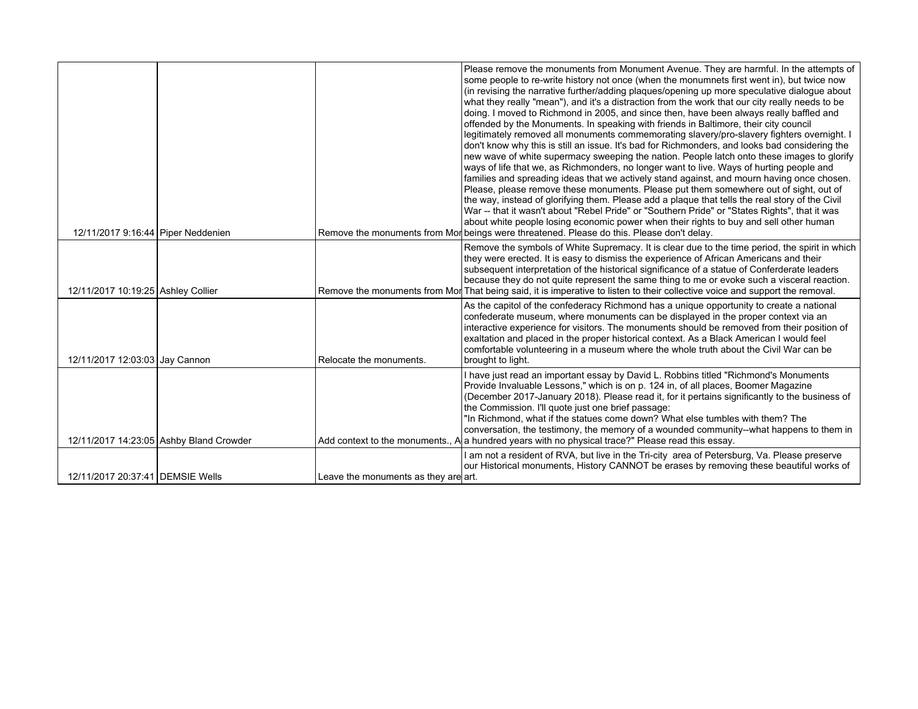| | | | |
|---|---|---|---|
| 12/11/2017 9:16:44 | Piper Neddenien | Remove the monuments from Mor | Please remove the monuments from Monument Avenue. They are harmful. In the attempts of some people to re-write history not once (when the monumnets first went in), but twice now (in revising the narrative further/adding plaques/opening up more speculative dialogue about what they really "mean"), and it's a distraction from the work that our city really needs to be doing. I moved to Richmond in 2005, and since then, have been always really baffled and offended by the Monuments. In speaking with friends in Baltimore, their city council legitimately removed all monuments commemorating slavery/pro-slavery fighters overnight. I don't know why this is still an issue. It's bad for Richmonders, and looks bad considering the new wave of white supermacy sweeping the nation. People latch onto these images to glorify ways of life that we, as Richmonders, no longer want to live. Ways of hurting people and families and spreading ideas that we actively stand against, and mourn having once chosen. Please, please remove these monuments. Please put them somewhere out of sight, out of the way, instead of glorifying them. Please add a plaque that tells the real story of the Civil War -- that it wasn't about "Rebel Pride" or "Southern Pride" or "States Rights", that it was about white people losing economic power when their rights to buy and sell other human beings were threatened. Please do this. Please don't delay. |
| 12/11/2017 10:19:25 | Ashley Collier | Remove the monuments from Mor | Remove the symbols of White Supremacy. It is clear due to the time period, the spirit in which they were erected. It is easy to dismiss the experience of African Americans and their subsequent interpretation of the historical significance of a statue of Conferderate leaders because they do not quite represent the same thing to me or evoke such a visceral reaction. That being said, it is imperative to listen to their collective voice and support the removal. |
| 12/11/2017 12:03:03 | Jay Cannon | Relocate the monuments. | As the capitol of the confederacy Richmond has a unique opportunity to create a national confederate museum, where monuments can be displayed in the proper context via an interactive experience for visitors. The monuments should be removed from their position of exaltation and placed in the proper historical context. As a Black American I would feel comfortable volunteering in a museum where the whole truth about the Civil War can be brought to light. |
| 12/11/2017 14:23:05 | Ashby Bland Crowder | Add context to the monuments., A | I have just read an important essay by David L. Robbins titled "Richmond's Monuments Provide Invaluable Lessons," which is on p. 124 in, of all places, Boomer Magazine (December 2017-January 2018). Please read it, for it pertains significantly to the business of the Commission. I'll quote just one brief passage: "In Richmond, what if the statues come down? What else tumbles with them? The conversation, the testimony, the memory of a wounded community--what happens to them in a hundred years with no physical trace?" Please read this essay. |
| 12/11/2017 20:37:41 | DEMSIE Wells | Leave the monuments as they are | I am not a resident of RVA, but live in the Tri-city area of Petersburg, Va. Please preserve our Historical monuments, History CANNOT be erases by removing these beautiful works of art. |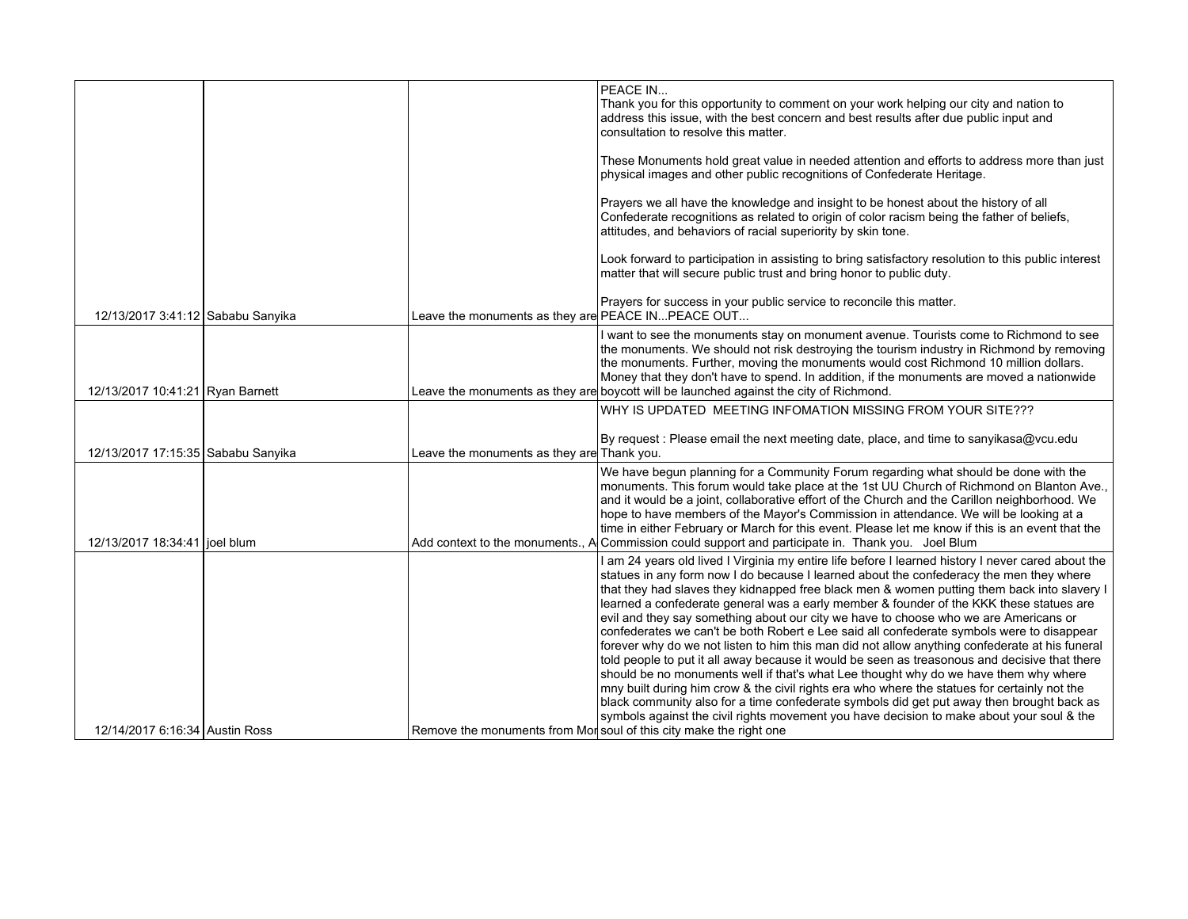| | | | |
|---|---|---|---|
| 12/13/2017 3:41:12 | Sababu Sanyika | Leave the monuments as they are | PEACE IN... Thank you for this opportunity to comment on your work helping our city and nation to address this issue, with the best concern and best results after due public input and consultation to resolve this matter. These Monuments hold great value in needed attention and efforts to address more than just physical images and other public recognitions of Confederate Heritage. Prayers we all have the knowledge and insight to be honest about the history of all Confederate recognitions as related to origin of color racism being the father of beliefs, attitudes, and behaviors of racial superiority by skin tone. Look forward to participation in assisting to bring satisfactory resolution to this public interest matter that will secure public trust and bring honor to public duty. Prayers for success in your public service to reconcile this matter. PEACE IN...PEACE OUT... |
| 12/13/2017 10:41:21 | Ryan Barnett | Leave the monuments as they are | I want to see the monuments stay on monument avenue. Tourists come to Richmond to see the monuments. We should not risk destroying the tourism industry in Richmond by removing the monuments. Further, moving the monuments would cost Richmond 10 million dollars. Money that they don't have to spend. In addition, if the monuments are moved a nationwide boycott will be launched against the city of Richmond. |
| 12/13/2017 17:15:35 | Sababu Sanyika | Leave the monuments as they are | WHY IS UPDATED MEETING INFOMATION MISSING FROM YOUR SITE??? By request : Please email the next meeting date, place, and time to sanyikasa@vcu.edu Thank you. |
| 12/13/2017 18:34:41 | joel blum | Add context to the monuments., A | We have begun planning for a Community Forum regarding what should be done with the monuments. This forum would take place at the 1st UU Church of Richmond on Blanton Ave., and it would be a joint, collaborative effort of the Church and the Carillon neighborhood. We hope to have members of the Mayor's Commission in attendance. We will be looking at a time in either February or March for this event. Please let me know if this is an event that the Commission could support and participate in. Thank you. Joel Blum |
| 12/14/2017 6:16:34 | Austin Ross | Remove the monuments from Mor | I am 24 years old lived I Virginia my entire life before I learned history I never cared about the statues in any form now I do because I learned about the confederacy the men they where that they had slaves they kidnapped free black men & women putting them back into slavery I learned a confederate general was a early member & founder of the KKK these statues are evil and they say something about our city we have to choose who we are Americans or confederates we can't be both Robert e Lee said all confederate symbols were to disappear forever why do we not listen to him this man did not allow anything confederate at his funeral told people to put it all away because it would be seen as treasonous and decisive that there should be no monuments well if that's what Lee thought why do we have them why where mny built during him crow & the civil rights era who where the statues for certainly not the black community also for a time confederate symbols did get put away then brought back as symbols against the civil rights movement you have decision to make about your soul & the soul of this city make the right one |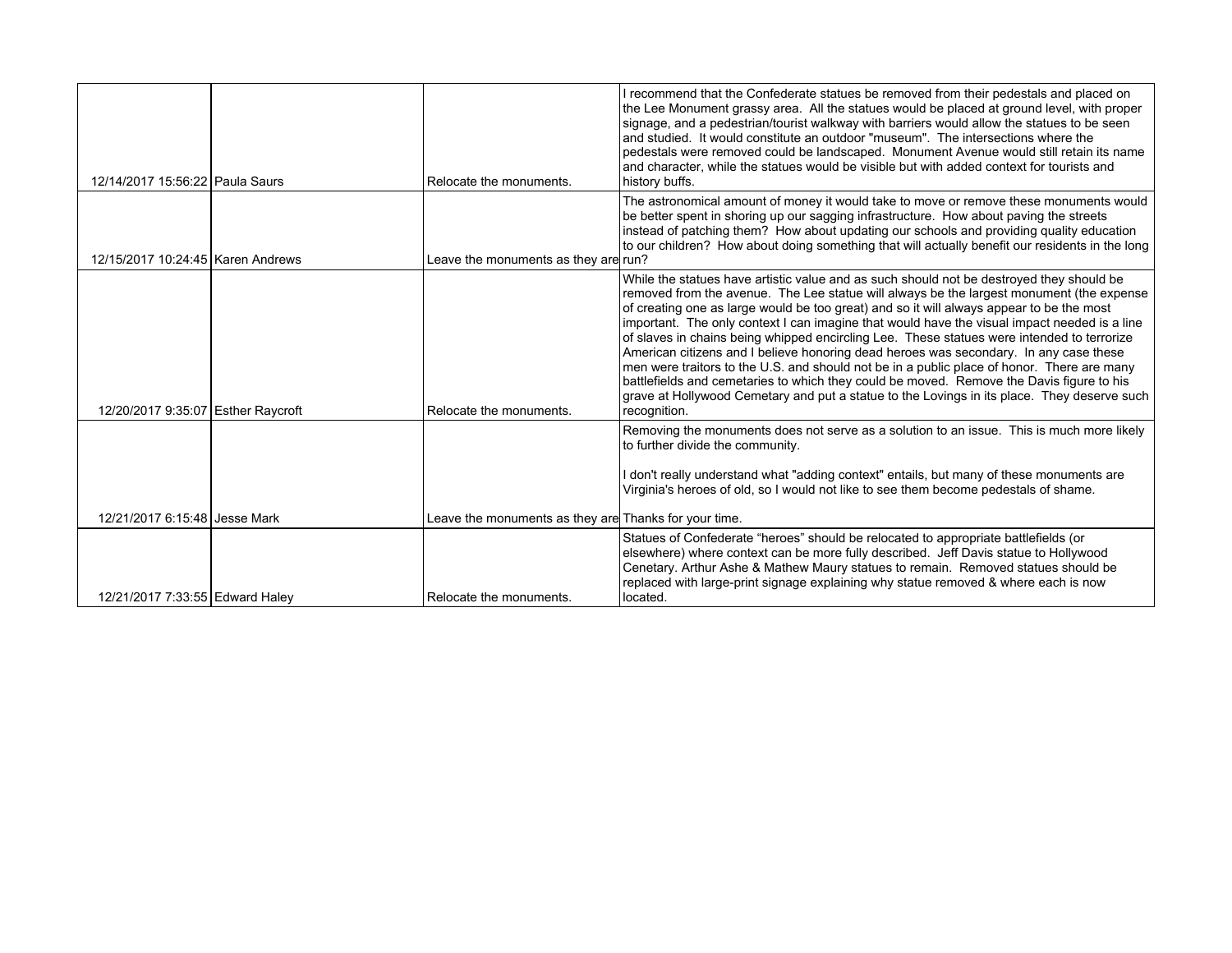| | | | |
|---|---|---|---|
| 12/14/2017 15:56:22 | Paula Saurs | Relocate the monuments. | I recommend that the Confederate statues be removed from their pedestals and placed on the Lee Monument grassy area. All the statues would be placed at ground level, with proper signage, and a pedestrian/tourist walkway with barriers would allow the statues to be seen and studied. It would constitute an outdoor "museum". The intersections where the pedestals were removed could be landscaped. Monument Avenue would still retain its name and character, while the statues would be visible but with added context for tourists and history buffs. |
| 12/15/2017 10:24:45 | Karen Andrews | Leave the monuments as they are | The astronomical amount of money it would take to move or remove these monuments would be better spent in shoring up our sagging infrastructure. How about paving the streets instead of patching them? How about updating our schools and providing quality education to our children? How about doing something that will actually benefit our residents in the long run? |
| 12/20/2017 9:35:07 | Esther Raycroft | Relocate the monuments. | While the statues have artistic value and as such should not be destroyed they should be removed from the avenue. The Lee statue will always be the largest monument (the expense of creating one as large would be too great) and so it will always appear to be the most important. The only context I can imagine that would have the visual impact needed is a line of slaves in chains being whipped encircling Lee. These statues were intended to terrorize American citizens and I believe honoring dead heroes was secondary. In any case these men were traitors to the U.S. and should not be in a public place of honor. There are many battlefields and cemetaries to which they could be moved. Remove the Davis figure to his grave at Hollywood Cemetary and put a statue to the Lovings in its place. They deserve such recognition. |
| 12/21/2017 6:15:48 | Jesse Mark | Leave the monuments as they are | Removing the monuments does not serve as a solution to an issue. This is much more likely to further divide the community.<br><br>I don't really understand what "adding context" entails, but many of these monuments are Virginia's heroes of old, so I would not like to see them become pedestals of shame.<br><br>Thanks for your time. |
| 12/21/2017 7:33:55 | Edward Haley | Relocate the monuments. | Statues of Confederate “heroes” should be relocated to appropriate battlefields (or elsewhere) where context can be more fully described. Jeff Davis statue to Hollywood Cenetary. Arthur Ashe & Mathew Maury statues to remain. Removed statues should be replaced with large-print signage explaining why statue removed & where each is now located. |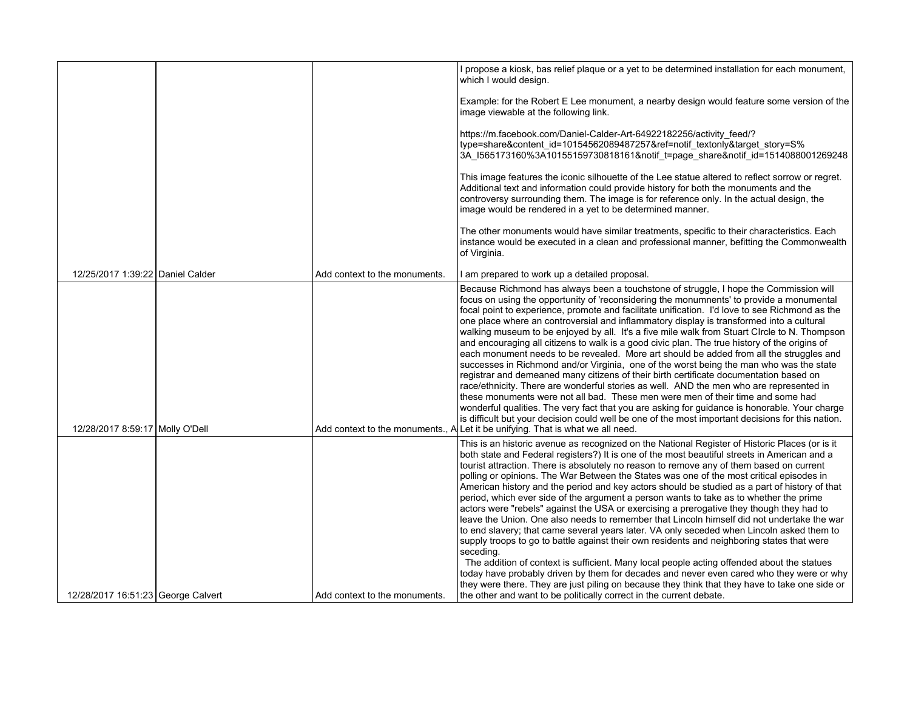| | | | |
|---|---|---|---|
| 12/25/2017 1:39:22 | Daniel Calder | Add context to the monuments. | I propose a kiosk, bas relief plaque or a yet to be determined installation for each monument, which I would design.<br><br>Example: for the Robert E Lee monument, a nearby design would feature some version of the image viewable at the following link.<br><br>https://m.facebook.com/Daniel-Calder-Art-64922182256/activity_feed/?type=share&content_id=10154562089487257&ref=notif_textonly&target_story=S%3A_I565173160%3A10155159730818161&notif_t=page_share&notif_id=1514088001269248<br><br>This image features the iconic silhouette of the Lee statue altered to reflect sorrow or regret. Additional text and information could provide history for both the monuments and the controversy surrounding them. The image is for reference only. In the actual design, the image would be rendered in a yet to be determined manner.<br><br>The other monuments would have similar treatments, specific to their characteristics. Each instance would be executed in a clean and professional manner, befitting the Commonwealth of Virginia.<br><br>I am prepared to work up a detailed proposal. |
| 12/28/2017 8:59:17 | Molly O'Dell | Add context to the monuments., A | Because Richmond has always been a touchstone of struggle, I hope the Commission will focus on using the opportunity of 'reconsidering the monumnents' to provide a monumental focal point to experience, promote and facilitate unification. I'd love to see Richmond as the one place where an controversial and inflammatory display is transformed into a cultural walking museum to be enjoyed by all. It's a five mile walk from Stuart CIrcle to N. Thompson and encouraging all citizens to walk is a good civic plan. The true history of the origins of each monument needs to be revealed. More art should be added from all the struggles and successes in Richmond and/or Virginia, one of the worst being the man who was the state registrar and demeaned many citizens of their birth certificate documentation based on race/ethnicity. There are wonderful stories as well. AND the men who are represented in these monuments were not all bad. These men were men of their time and some had wonderful qualities. The very fact that you are asking for guidance is honorable. Your charge is difficult but your decision could well be one of the most important decisions for this nation. Let it be unifying. That is what we all need. |
| 12/28/2017 16:51:23 | George Calvert | Add context to the monuments. | This is an historic avenue as recognized on the National Register of Historic Places (or is it both state and Federal registers?) It is one of the most beautiful streets in American and a tourist attraction. There is absolutely no reason to remove any of them based on current polling or opinions. The War Between the States was one of the most critical episodes in American history and the period and key actors should be studied as a part of history of that period, which ever side of the argument a person wants to take as to whether the prime actors were "rebels" against the USA or exercising a prerogative they though they had to leave the Union. One also needs to remember that Lincoln himself did not undertake the war to end slavery; that came several years later. VA only seceded when Lincoln asked them to supply troops to go to battle against their own residents and neighboring states that were seceding.<br>The addition of context is sufficient. Many local people acting offended about the statues today have probably driven by them for decades and never even cared who they were or why they were there. They are just piling on because they think that they have to take one side or the other and want to be politically correct in the current debate. |